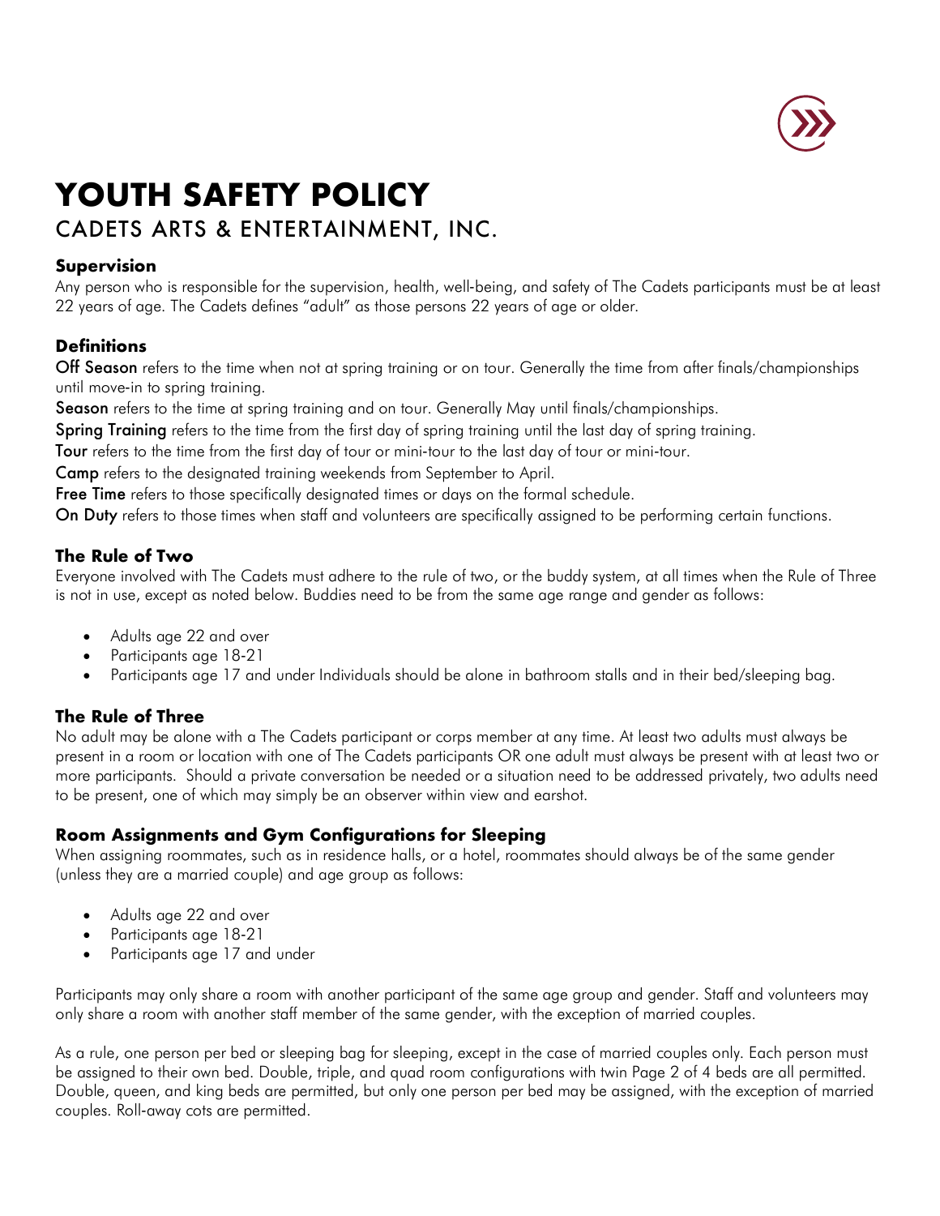# YOUTH SAFETY POLICY

## CADETS ARTS & ENTERTAINMENT, INC.

### Supervision

Any person who is responsible for the supervision, health, well-being, and safety of The Cadets participants must be at least 22 years of age. The Cadets defines "adult" as those persons 22 years of age or older.

### Definitions

**Off Season** refers to the time when not at spring training or on tour. Generally the time from after finals/championships until move-in to spring training.

**Season** refers to the time at spring training and on tour. Generally May until finals/championships.

**Spring Training** refers to the time from the first day of spring training until the last day of spring training.

**Tour** refers to the time from the first day of tour or mini-tour to the last day of tour or mini-tour.

**Camp** refers to the designated training weekends from September to April.

**Free Time** refers to those specifically designated times or days on the formal schedule.

**On Duty** refers to those times when staff and volunteers are specifically assigned to be performing certain functions.

### The Rule of Two

Everyone involved with The Cadets must adhere to the rule of two, or the buddy system, at all times when the Rule of Three is not in use, except as noted below. Buddies need to be from the same age range and gender as follows:

- Adults age 22 and over
- Participants age 18-21
- Participants age 17 and under Individuals should be alone in bathroom stalls and in their bed/sleeping bag.

### The Rule of Three

No adult may be alone with a The Cadets participant or corps member at any time. At least two adults must always be present in a room or location with one of The Cadets participants OR one adult must always be present with at least two or more participants. Should a private conversation be needed or a situation need to be addressed privately, two adults need to be present, one of which may simply be an observer within view and earshot.

### Room Assignments and Gym Configurations for Sleeping

When assigning roommates, such as in residence halls, or a hotel, roommates should always be of the same gender (unless they are a married couple) and age group as follows:

- Adults age 22 and over
- Participants age 18-21
- Participants age 17 and under

Participants may only share a room with another participant of the same age group and gender. Staff and volunteers may only share a room with another staff member of the same gender, with the exception of married couples.

As a rule, one person per bed or sleeping bag for sleeping, except in the case of married couples only. Each person must be assigned to their own bed. Double, triple, and quad room configurations with twin Page 2 of 4 beds are all permitted. Double, queen, and king beds are permitted, but only one person per bed may be assigned, with the exception of married couples. Roll-away cots are permitted.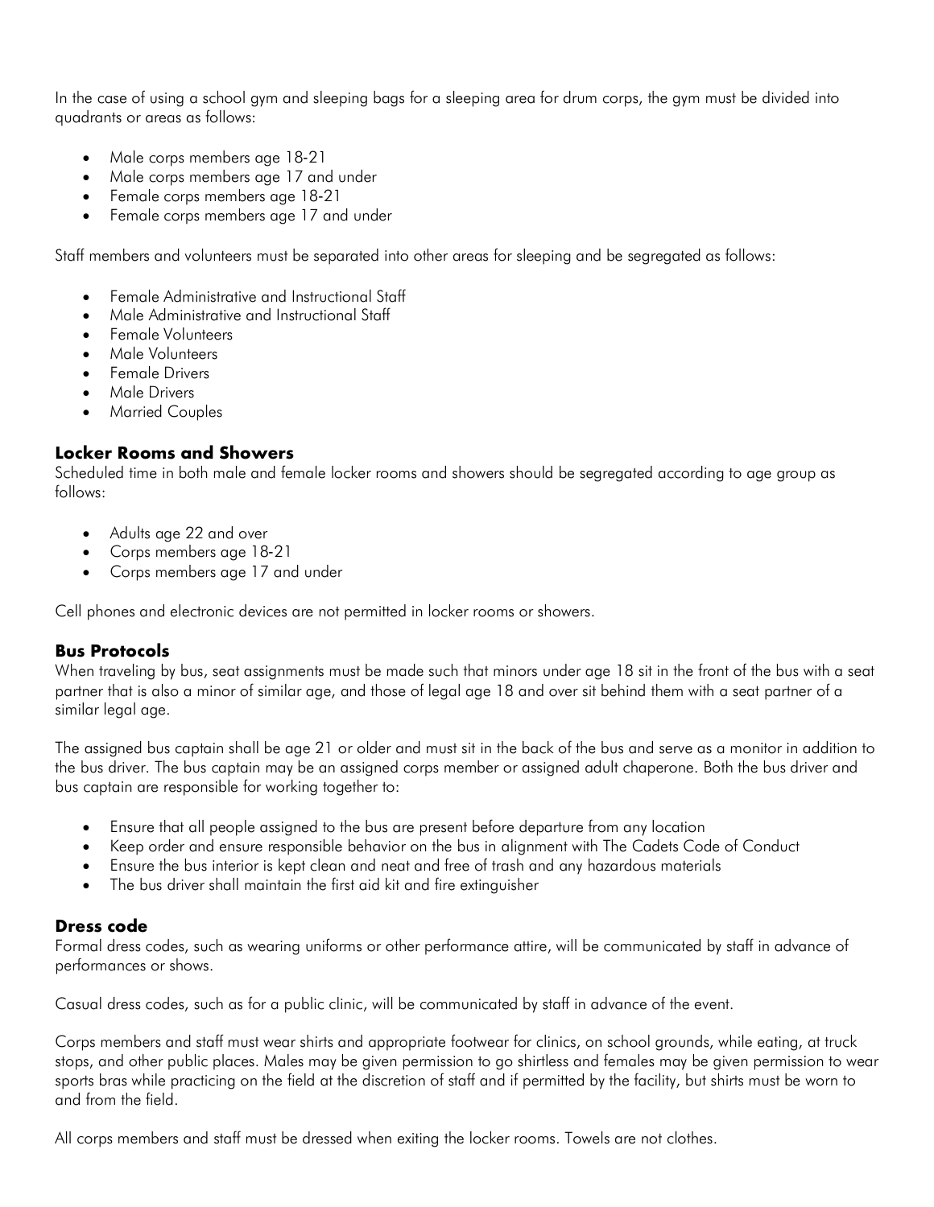In the case of using a school gym and sleeping bags for a sleeping area for drum corps, the gym must be divided into quadrants or areas as follows:

- Male corps members age 18-21
- Male corps members age 17 and under
- Female corps members age 18-21
- Female corps members age 17 and under

Staff members and volunteers must be separated into other areas for sleeping and be segregated as follows:

- Female Administrative and Instructional Staff
- Male Administrative and Instructional Staff
- Female Volunteers
- Male Volunteers
- Female Drivers
- Male Drivers
- Married Couples

### Locker Rooms and Showers

Scheduled time in both male and female locker rooms and showers should be segregated according to age group as follows:

- Adults age 22 and over
- Corps members age 18-21
- Corps members age 17 and under

Cell phones and electronic devices are not permitted in locker rooms or showers.

### Bus Protocols

When traveling by bus, seat assignments must be made such that minors under age 18 sit in the front of the bus with a seat partner that is also a minor of similar age, and those of legal age 18 and over sit behind them with a seat partner of a similar legal age.

The assigned bus captain shall be age 21 or older and must sit in the back of the bus and serve as a monitor in addition to the bus driver. The bus captain may be an assigned corps member or assigned adult chaperone. Both the bus driver and bus captain are responsible for working together to:

- Ensure that all people assigned to the bus are present before departure from any location
- Keep order and ensure responsible behavior on the bus in alignment with The Cadets Code of Conduct
- Ensure the bus interior is kept clean and neat and free of trash and any hazardous materials
- The bus driver shall maintain the first aid kit and fire extinguisher

### Dress code

Formal dress codes, such as wearing uniforms or other performance attire, will be communicated by staff in advance of performances or shows.

Casual dress codes, such as for a public clinic, will be communicated by staff in advance of the event.

Corps members and staff must wear shirts and appropriate footwear for clinics, on school grounds, while eating, at truck stops, and other public places. Males may be given permission to go shirtless and females may be given permission to wear sports bras while practicing on the field at the discretion of staff and if permitted by the facility, but shirts must be worn to and from the field.

All corps members and staff must be dressed when exiting the locker rooms. Towels are not clothes.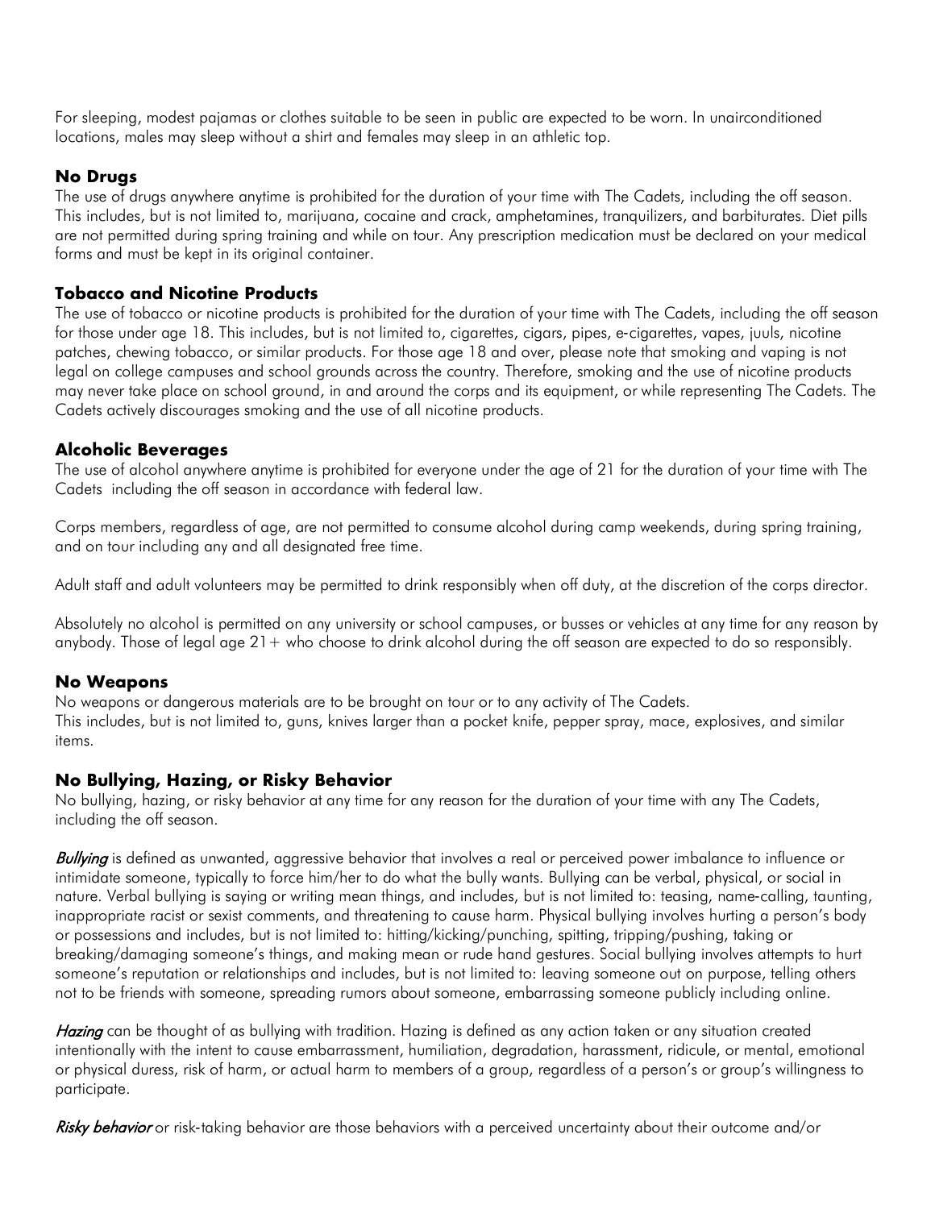For sleeping, modest pajamas or clothes suitable to be seen in public are expected to be worn. In unairconditioned locations, males may sleep without a shirt and females may sleep in an athletic top.

### No Drugs

The use of drugs anywhere anytime is prohibited for the duration of your time with The Cadets, including the off season. This includes, but is not limited to, marijuana, cocaine and crack, amphetamines, tranquilizers, and barbiturates. Diet pills are not permitted during spring training and while on tour. Any prescription medication must be declared on your medical forms and must be kept in its original container.

### Tobacco and Nicotine Products

The use of tobacco or nicotine products is prohibited for the duration of your time with The Cadets, including the off season for those under age 18. This includes, but is not limited to, cigarettes, cigars, pipes, e-cigarettes, vapes, juuls, nicotine patches, chewing tobacco, or similar products. For those age 18 and over, please note that smoking and vaping is not legal on college campuses and school grounds across the country. Therefore, smoking and the use of nicotine products may never take place on school ground, in and around the corps and its equipment, or while representing The Cadets. The Cadets actively discourages smoking and the use of all nicotine products.

### Alcoholic Beverages

The use of alcohol anywhere anytime is prohibited for everyone under the age of 21 for the duration of your time with The Cadets including the off season in accordance with federal law.

Corps members, regardless of age, are not permitted to consume alcohol during camp weekends, during spring training, and on tour including any and all designated free time.

Adult staff and adult volunteers may be permitted to drink responsibly when off duty, at the discretion of the corps director.

Absolutely no alcohol is permitted on any university or school campuses, or busses or vehicles at any time for any reason by anybody. Those of legal age 21+ who choose to drink alcohol during the off season are expected to do so responsibly.

### No Weapons

No weapons or dangerous materials are to be brought on tour or to any activity of The Cadets.
This includes, but is not limited to, guns, knives larger than a pocket knife, pepper spray, mace, explosives, and similar items.

### No Bullying, Hazing, or Risky Behavior

No bullying, hazing, or risky behavior at any time for any reason for the duration of your time with any The Cadets, including the off season.

***Bullying*** is defined as unwanted, aggressive behavior that involves a real or perceived power imbalance to influence or intimidate someone, typically to force him/her to do what the bully wants. Bullying can be verbal, physical, or social in nature. Verbal bullying is saying or writing mean things, and includes, but is not limited to: teasing, name-calling, taunting, inappropriate racist or sexist comments, and threatening to cause harm. Physical bullying involves hurting a person's body or possessions and includes, but is not limited to: hitting/kicking/punching, spitting, tripping/pushing, taking or breaking/damaging someone's things, and making mean or rude hand gestures. Social bullying involves attempts to hurt someone's reputation or relationships and includes, but is not limited to: leaving someone out on purpose, telling others not to be friends with someone, spreading rumors about someone, embarrassing someone publicly including online.

***Hazing*** can be thought of as bullying with tradition. Hazing is defined as any action taken or any situation created intentionally with the intent to cause embarrassment, humiliation, degradation, harassment, ridicule, or mental, emotional or physical duress, risk of harm, or actual harm to members of a group, regardless of a person's or group's willingness to participate.

***Risky behavior*** or risk-taking behavior are those behaviors with a perceived uncertainty about their outcome and/or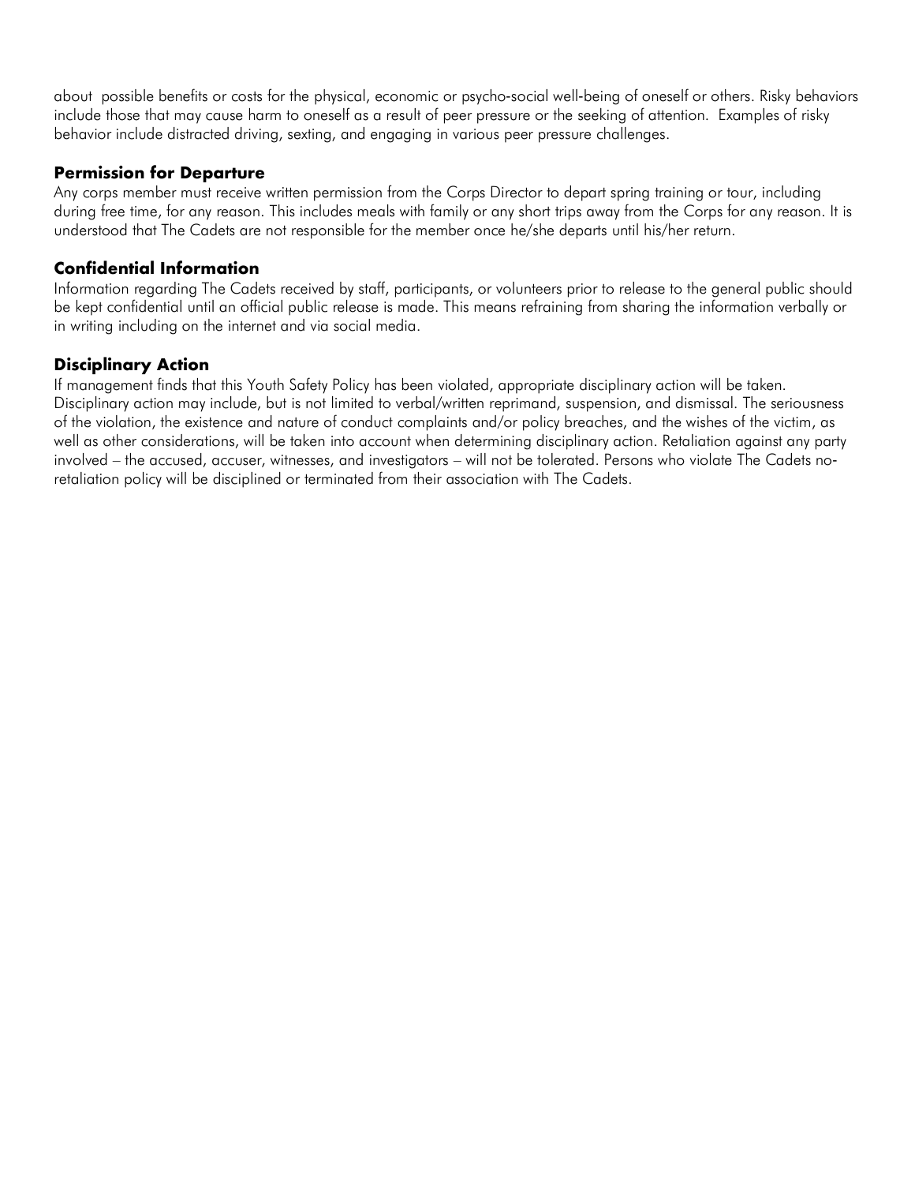about possible benefits or costs for the physical, economic or psycho-social well-being of oneself or others. Risky behaviors include those that may cause harm to oneself as a result of peer pressure or the seeking of attention. Examples of risky behavior include distracted driving, sexting, and engaging in various peer pressure challenges.

### Permission for Departure

Any corps member must receive written permission from the Corps Director to depart spring training or tour, including during free time, for any reason. This includes meals with family or any short trips away from the Corps for any reason. It is understood that The Cadets are not responsible for the member once he/she departs until his/her return.

### Confidential Information

Information regarding The Cadets received by staff, participants, or volunteers prior to release to the general public should be kept confidential until an official public release is made. This means refraining from sharing the information verbally or in writing including on the internet and via social media.

### Disciplinary Action

If management finds that this Youth Safety Policy has been violated, appropriate disciplinary action will be taken. Disciplinary action may include, but is not limited to verbal/written reprimand, suspension, and dismissal. The seriousness of the violation, the existence and nature of conduct complaints and/or policy breaches, and the wishes of the victim, as well as other considerations, will be taken into account when determining disciplinary action. Retaliation against any party involved – the accused, accuser, witnesses, and investigators – will not be tolerated. Persons who violate The Cadets no-retaliation policy will be disciplined or terminated from their association with The Cadets.